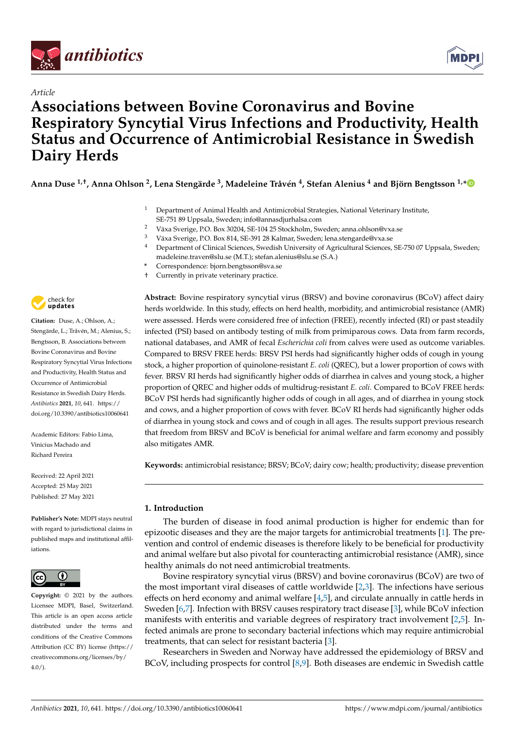Article

# Associations between Bovine Coronavirus and Bovine Respiratory Syncytial Virus Infections and Productivity, Health Status and Occurrence of Antimicrobial Resistance in Swedish Dairy Herds

**Anna Duse [1,†], Anna Ohlson [2], Lena Stengärde [3], Madeleine Tråvén [4], Stefan Alenius [4] and Björn Bengtsson [1,*]**

[1] Department of Animal Health and Antimicrobial Strategies, National Veterinary Institute, SE-751 89 Uppsala, Sweden; info@annasdjurhalsa.com
[2] Växa Sverige, P.O. Box 30204, SE-104 25 Stockholm, Sweden; anna.ohlson@vxa.se
[3] Växa Sverige, P.O. Box 814, SE-391 28 Kalmar, Sweden; lena.stengarde@vxa.se
[4] Department of Clinical Sciences, Swedish University of Agricultural Sciences, SE-750 07 Uppsala, Sweden; madeleine.traven@slu.se (M.T.); stefan.alenius@slu.se (S.A.)
\* Correspondence: bjorn.bengtsson@sva.se
† Currently in private veterinary practice.

**Citation:** Duse, A.; Ohlson, A.; Stengärde, L.; Tråvén, M.; Alenius, S.; Bengtsson, B. Associations between Bovine Coronavirus and Bovine Respiratory Syncytial Virus Infections and Productivity, Health Status and Occurrence of Antimicrobial Resistance in Swedish Dairy Herds. *Antibiotics* **2021**, *10*, 641. https://doi.org/10.3390/antibiotics10060641

Academic Editors: Fabio Lima, Vinicius Machado and Richard Pereira

Received: 22 April 2021
Accepted: 25 May 2021
Published: 27 May 2021

**Publisher's Note:** MDPI stays neutral with regard to jurisdictional claims in published maps and institutional affiliations.

**Copyright:** © 2021 by the authors. Licensee MDPI, Basel, Switzerland. This article is an open access article distributed under the terms and conditions of the Creative Commons Attribution (CC BY) license (https://creativecommons.org/licenses/by/4.0/).

**Abstract:** Bovine respiratory syncytial virus (BRSV) and bovine coronavirus (BCoV) affect dairy herds worldwide. In this study, effects on herd health, morbidity, and antimicrobial resistance (AMR) were assessed. Herds were considered free of infection (FREE), recently infected (RI) or past steadily infected (PSI) based on antibody testing of milk from primiparous cows. Data from farm records, national databases, and AMR of fecal *Escherichia coli* from calves were used as outcome variables. Compared to BRSV FREE herds: BRSV PSI herds had significantly higher odds of cough in young stock, a higher proportion of quinolone-resistant *E. coli* (QREC), but a lower proportion of cows with fever. BRSV RI herds had significantly higher odds of diarrhea in calves and young stock, a higher proportion of QREC and higher odds of multidrug-resistant *E. coli*. Compared to BCoV FREE herds: BCoV PSI herds had significantly higher odds of cough in all ages, and of diarrhea in young stock and cows, and a higher proportion of cows with fever. BCoV RI herds had significantly higher odds of diarrhea in young stock and cows and of cough in all ages. The results support previous research that freedom from BRSV and BCoV is beneficial for animal welfare and farm economy and possibly also mitigates AMR.

**Keywords:** antimicrobial resistance; BRSV; BCoV; dairy cow; health; productivity; disease prevention

## 1. Introduction

The burden of disease in food animal production is higher for endemic than for epizootic diseases and they are the major targets for antimicrobial treatments [1]. The prevention and control of endemic diseases is therefore likely to be beneficial for productivity and animal welfare but also pivotal for counteracting antimicrobial resistance (AMR), since healthy animals do not need antimicrobial treatments.

Bovine respiratory syncytial virus (BRSV) and bovine coronavirus (BCoV) are two of the most important viral diseases of cattle worldwide [2,3]. The infections have serious effects on herd economy and animal welfare [4,5], and circulate annually in cattle herds in Sweden [6,7]. Infection with BRSV causes respiratory tract disease [3], while BCoV infection manifests with enteritis and variable degrees of respiratory tract involvement [2,5]. Infected animals are prone to secondary bacterial infections which may require antimicrobial treatments, that can select for resistant bacteria [3].

Researchers in Sweden and Norway have addressed the epidemiology of BRSV and BCoV, including prospects for control [8,9]. Both diseases are endemic in Swedish cattle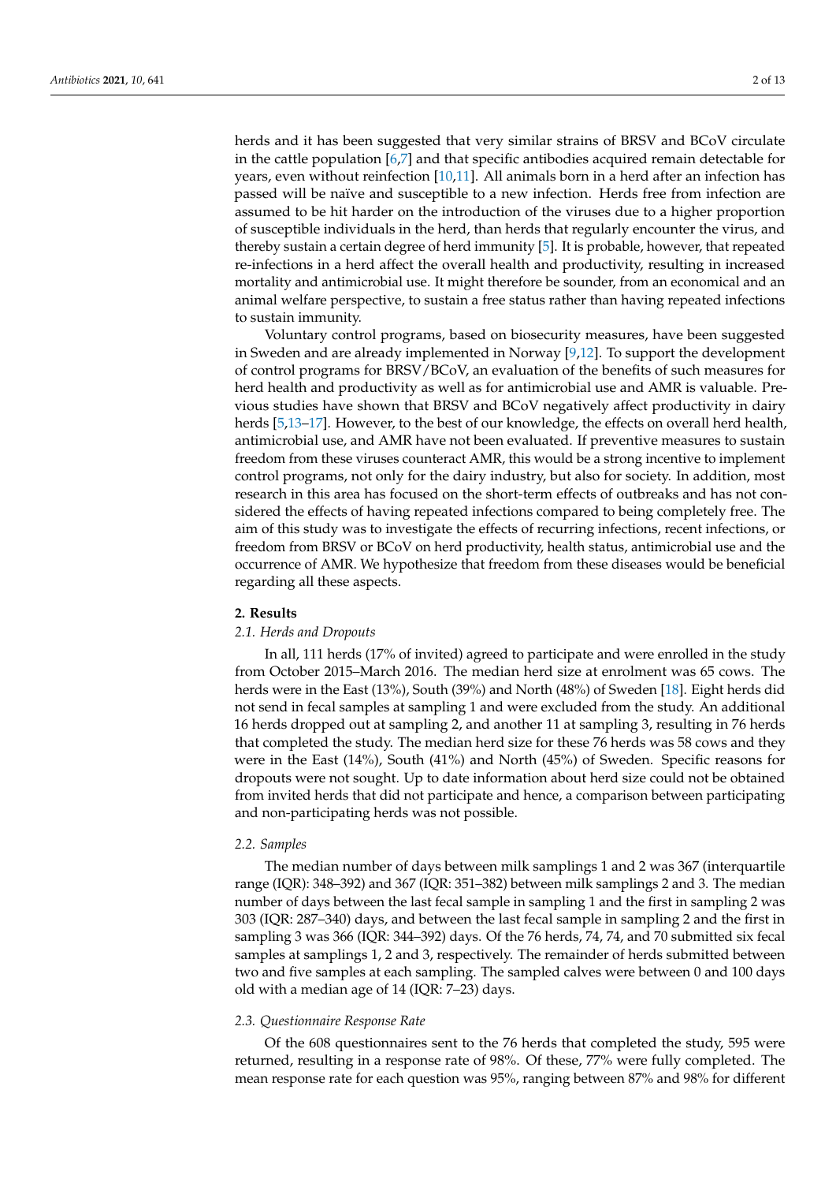herds and it has been suggested that very similar strains of BRSV and BCoV circulate in the cattle population [6,7] and that specific antibodies acquired remain detectable for years, even without reinfection [10,11]. All animals born in a herd after an infection has passed will be naïve and susceptible to a new infection. Herds free from infection are assumed to be hit harder on the introduction of the viruses due to a higher proportion of susceptible individuals in the herd, than herds that regularly encounter the virus, and thereby sustain a certain degree of herd immunity [5]. It is probable, however, that repeated re-infections in a herd affect the overall health and productivity, resulting in increased mortality and antimicrobial use. It might therefore be sounder, from an economical and an animal welfare perspective, to sustain a free status rather than having repeated infections to sustain immunity.

Voluntary control programs, based on biosecurity measures, have been suggested in Sweden and are already implemented in Norway [9,12]. To support the development of control programs for BRSV/BCoV, an evaluation of the benefits of such measures for herd health and productivity as well as for antimicrobial use and AMR is valuable. Previous studies have shown that BRSV and BCoV negatively affect productivity in dairy herds [5,13–17]. However, to the best of our knowledge, the effects on overall herd health, antimicrobial use, and AMR have not been evaluated. If preventive measures to sustain freedom from these viruses counteract AMR, this would be a strong incentive to implement control programs, not only for the dairy industry, but also for society. In addition, most research in this area has focused on the short-term effects of outbreaks and has not considered the effects of having repeated infections compared to being completely free. The aim of this study was to investigate the effects of recurring infections, recent infections, or freedom from BRSV or BCoV on herd productivity, health status, antimicrobial use and the occurrence of AMR. We hypothesize that freedom from these diseases would be beneficial regarding all these aspects.

## 2. Results

### 2.1. Herds and Dropouts

In all, 111 herds (17% of invited) agreed to participate and were enrolled in the study from October 2015–March 2016. The median herd size at enrolment was 65 cows. The herds were in the East (13%), South (39%) and North (48%) of Sweden [18]. Eight herds did not send in fecal samples at sampling 1 and were excluded from the study. An additional 16 herds dropped out at sampling 2, and another 11 at sampling 3, resulting in 76 herds that completed the study. The median herd size for these 76 herds was 58 cows and they were in the East (14%), South (41%) and North (45%) of Sweden. Specific reasons for dropouts were not sought. Up to date information about herd size could not be obtained from invited herds that did not participate and hence, a comparison between participating and non-participating herds was not possible.

### 2.2. Samples

The median number of days between milk samplings 1 and 2 was 367 (interquartile range (IQR): 348–392) and 367 (IQR: 351–382) between milk samplings 2 and 3. The median number of days between the last fecal sample in sampling 1 and the first in sampling 2 was 303 (IQR: 287–340) days, and between the last fecal sample in sampling 2 and the first in sampling 3 was 366 (IQR: 344–392) days. Of the 76 herds, 74, 74, and 70 submitted six fecal samples at samplings 1, 2 and 3, respectively. The remainder of herds submitted between two and five samples at each sampling. The sampled calves were between 0 and 100 days old with a median age of 14 (IQR: 7–23) days.

### 2.3. Questionnaire Response Rate

Of the 608 questionnaires sent to the 76 herds that completed the study, 595 were returned, resulting in a response rate of 98%. Of these, 77% were fully completed. The mean response rate for each question was 95%, ranging between 87% and 98% for different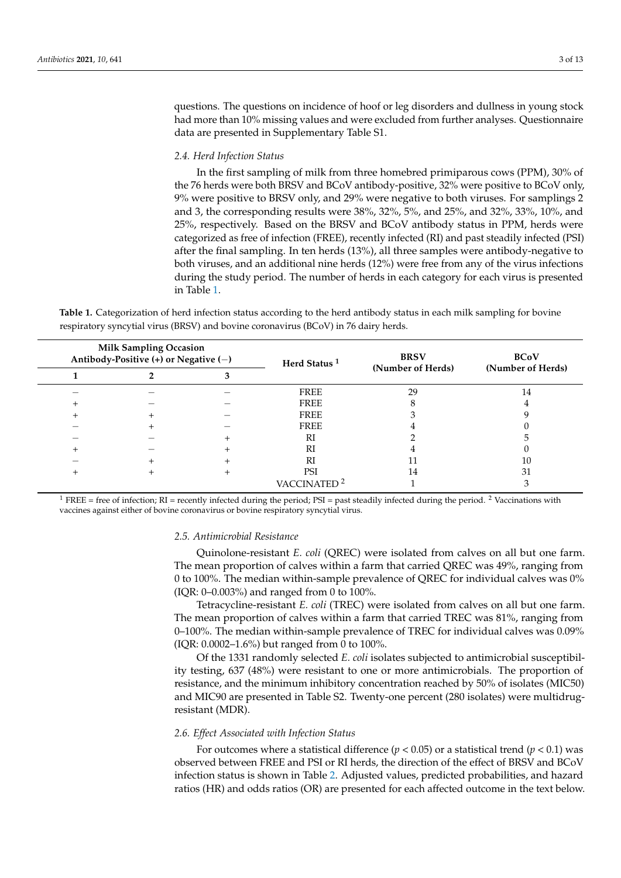questions. The questions on incidence of hoof or leg disorders and dullness in young stock had more than 10% missing values and were excluded from further analyses. Questionnaire data are presented in Supplementary Table S1.

### 2.4. Herd Infection Status

In the first sampling of milk from three homebred primiparous cows (PPM), 30% of the 76 herds were both BRSV and BCoV antibody-positive, 32% were positive to BCoV only, 9% were positive to BRSV only, and 29% were negative to both viruses. For samplings 2 and 3, the corresponding results were 38%, 32%, 5%, and 25%, and 32%, 33%, 10%, and 25%, respectively. Based on the BRSV and BCoV antibody status in PPM, herds were categorized as free of infection (FREE), recently infected (RI) and past steadily infected (PSI) after the final sampling. In ten herds (13%), all three samples were antibody-negative to both viruses, and an additional nine herds (12%) were free from any of the virus infections during the study period. The number of herds in each category for each virus is presented in Table 1.

**Table 1.** Categorization of herd infection status according to the herd antibody status in each milk sampling for bovine respiratory syncytial virus (BRSV) and bovine coronavirus (BCoV) in 76 dairy herds.

| Milk Sampling Occasion Antibody-Positive (+) or Negative (−) | | | Herd Status [1] | BRSV (Number of Herds) | BCoV (Number of Herds) |
|---|---|---|---|---|---|
| 1 | 2 | 3 | | | |
| − | − | − | FREE | 29 | 14 |
| + | − | − | FREE | 8 | 4 |
| + | + | − | FREE | 3 | 9 |
| − | + | − | FREE | 4 | 0 |
| − | − | + | RI | 2 | 5 |
| + | − | + | RI | 4 | 0 |
| − | + | + | RI | 11 | 10 |
| + | + | + | PSI | 14 | 31 |
| | | | VACCINATED [2] | 1 | 3 |

[1] FREE = free of infection; RI = recently infected during the period; PSI = past steadily infected during the period. [2] Vaccinations with vaccines against either of bovine coronavirus or bovine respiratory syncytial virus.

### 2.5. Antimicrobial Resistance

Quinolone-resistant *E. coli* (QREC) were isolated from calves on all but one farm. The mean proportion of calves within a farm that carried QREC was 49%, ranging from 0 to 100%. The median within-sample prevalence of QREC for individual calves was 0% (IQR: 0–0.003%) and ranged from 0 to 100%.

Tetracycline-resistant *E. coli* (TREC) were isolated from calves on all but one farm. The mean proportion of calves within a farm that carried TREC was 81%, ranging from 0–100%. The median within-sample prevalence of TREC for individual calves was 0.09% (IQR: 0.0002–1.6%) but ranged from 0 to 100%.

Of the 1331 randomly selected *E. coli* isolates subjected to antimicrobial susceptibility testing, 637 (48%) were resistant to one or more antimicrobials. The proportion of resistance, and the minimum inhibitory concentration reached by 50% of isolates (MIC50) and MIC90 are presented in Table S2. Twenty-one percent (280 isolates) were multidrug-resistant (MDR).

### 2.6. Effect Associated with Infection Status

For outcomes where a statistical difference ($p < 0.05$) or a statistical trend ($p < 0.1$) was observed between FREE and PSI or RI herds, the direction of the effect of BRSV and BCoV infection status is shown in Table 2. Adjusted values, predicted probabilities, and hazard ratios (HR) and odds ratios (OR) are presented for each affected outcome in the text below.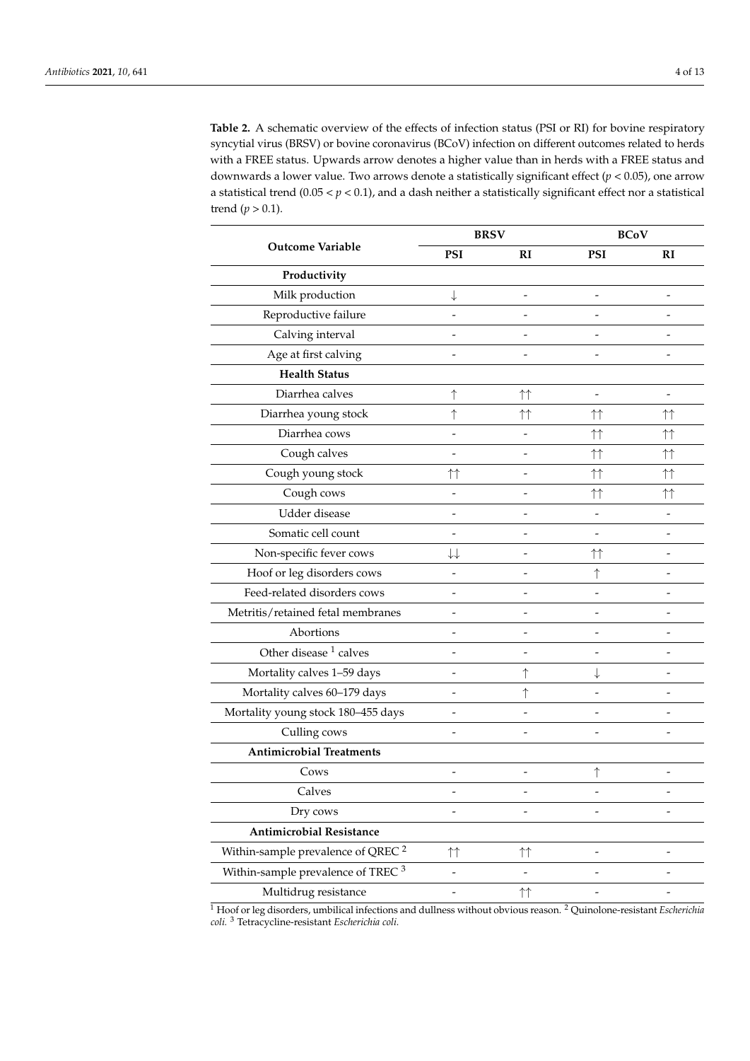**Table 2.** A schematic overview of the effects of infection status (PSI or RI) for bovine respiratory syncytial virus (BRSV) or bovine coronavirus (BCoV) infection on different outcomes related to herds with a FREE status. Upwards arrow denotes a higher value than in herds with a FREE status and downwards a lower value. Two arrows denote a statistically significant effect ($p < 0.05$), one arrow a statistical trend ($0.05 < p < 0.1$), and a dash neither a statistically significant effect nor a statistical trend ($p > 0.1$).

| Outcome Variable | BRSV | | BCoV | |
|---|---|---|---|---|
| | PSI | RI | PSI | RI |
| **Productivity** | | | | |
| Milk production | ↓ | - | - | - |
| Reproductive failure | - | - | - | - |
| Calving interval | - | - | - | - |
| Age at first calving | - | - | - | - |
| **Health Status** | | | | |
| Diarrhea calves | ↑ | ↑↑ | - | - |
| Diarrhea young stock | ↑ | ↑↑ | ↑↑ | ↑↑ |
| Diarrhea cows | - | - | ↑↑ | ↑↑ |
| Cough calves | - | - | ↑↑ | ↑↑ |
| Cough young stock | ↑↑ | - | ↑↑ | ↑↑ |
| Cough cows | - | - | ↑↑ | ↑↑ |
| Udder disease | - | - | - | - |
| Somatic cell count | - | - | - | - |
| Non-specific fever cows | ↓↓ | - | ↑↑ | - |
| Hoof or leg disorders cows | - | - | ↑ | - |
| Feed-related disorders cows | - | - | - | - |
| Metritis/retained fetal membranes | - | - | - | - |
| Abortions | - | - | - | - |
| Other disease [1] calves | - | - | - | - |
| Mortality calves 1–59 days | - | ↑ | ↓ | - |
| Mortality calves 60–179 days | - | ↑ | - | - |
| Mortality young stock 180–455 days | - | - | - | - |
| Culling cows | - | - | - | - |
| **Antimicrobial Treatments** | | | | |
| Cows | - | - | ↑ | - |
| Calves | - | - | - | - |
| Dry cows | - | - | - | - |
| **Antimicrobial Resistance** | | | | |
| Within-sample prevalence of QREC [2] | ↑↑ | ↑↑ | - | - |
| Within-sample prevalence of TREC [3] | - | - | - | - |
| Multidrug resistance | - | ↑↑ | - | - |

[1] Hoof or leg disorders, umbilical infections and dullness without obvious reason. [2] Quinolone-resistant *Escherichia coli*. [3] Tetracycline-resistant *Escherichia coli*.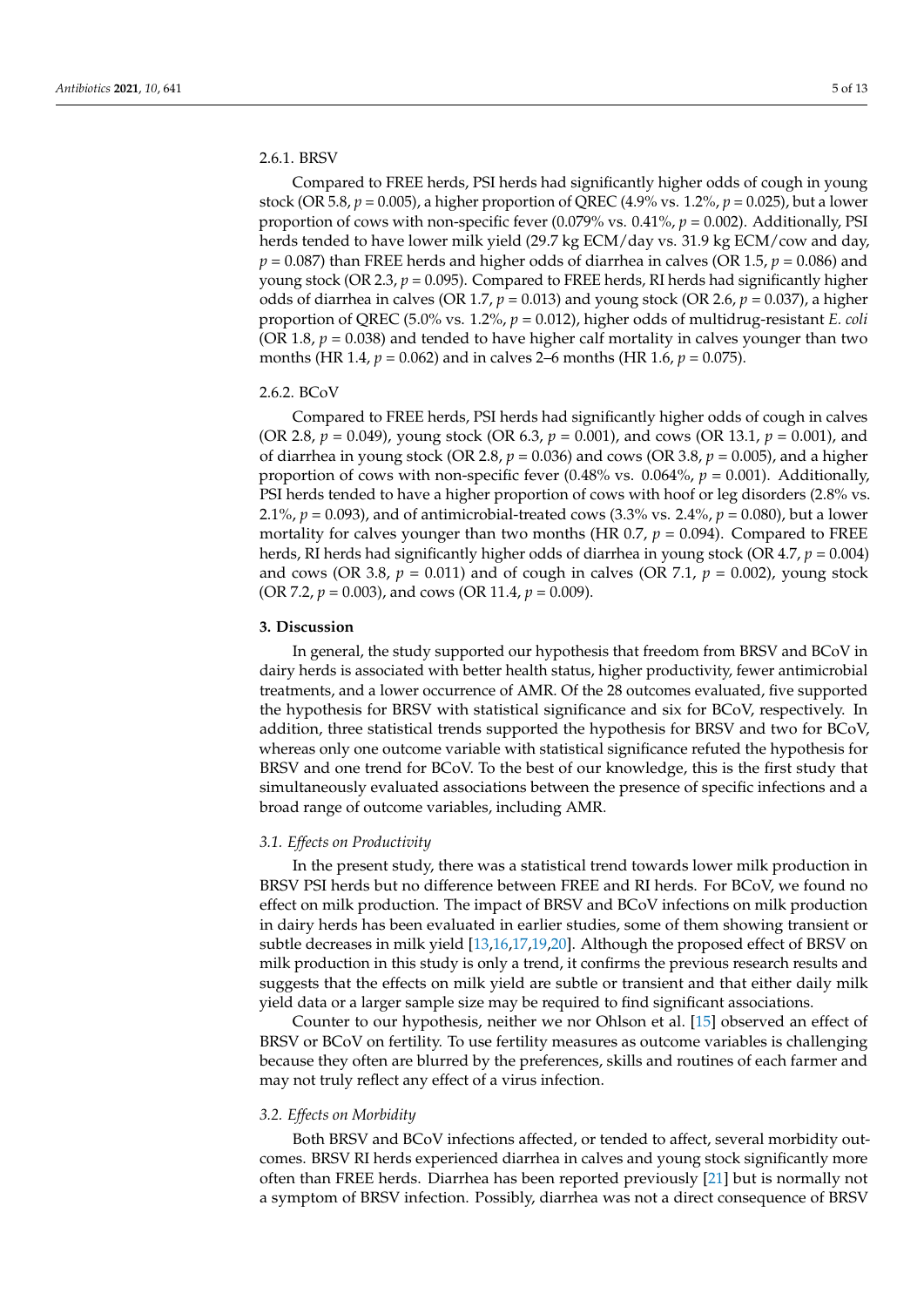#### 2.6.1. BRSV

Compared to FREE herds, PSI herds had significantly higher odds of cough in young stock (OR 5.8, $p = 0.005$), a higher proportion of QREC (4.9% vs. 1.2%, $p = 0.025$), but a lower proportion of cows with non-specific fever (0.079% vs. 0.41%, $p = 0.002$). Additionally, PSI herds tended to have lower milk yield (29.7 kg ECM/day vs. 31.9 kg ECM/cow and day, $p = 0.087$) than FREE herds and higher odds of diarrhea in calves (OR 1.5, $p = 0.086$) and young stock (OR 2.3, $p = 0.095$). Compared to FREE herds, RI herds had significantly higher odds of diarrhea in calves (OR 1.7, $p = 0.013$) and young stock (OR 2.6, $p = 0.037$), a higher proportion of QREC (5.0% vs. 1.2%, $p = 0.012$), higher odds of multidrug-resistant *E. coli* (OR 1.8, $p = 0.038$) and tended to have higher calf mortality in calves younger than two months (HR 1.4, $p = 0.062$) and in calves 2–6 months (HR 1.6, $p = 0.075$).

#### 2.6.2. BCoV

Compared to FREE herds, PSI herds had significantly higher odds of cough in calves (OR 2.8, $p = 0.049$), young stock (OR 6.3, $p = 0.001$), and cows (OR 13.1, $p = 0.001$), and of diarrhea in young stock (OR 2.8, $p = 0.036$) and cows (OR 3.8, $p = 0.005$), and a higher proportion of cows with non-specific fever (0.48% vs. 0.064%, $p = 0.001$). Additionally, PSI herds tended to have a higher proportion of cows with hoof or leg disorders (2.8% vs. 2.1%, $p = 0.093$), and of antimicrobial-treated cows (3.3% vs. 2.4%, $p = 0.080$), but a lower mortality for calves younger than two months (HR 0.7, $p = 0.094$). Compared to FREE herds, RI herds had significantly higher odds of diarrhea in young stock (OR 4.7, $p = 0.004$) and cows (OR 3.8, $p = 0.011$) and of cough in calves (OR 7.1, $p = 0.002$), young stock (OR 7.2, $p = 0.003$), and cows (OR 11.4, $p = 0.009$).

## 3. Discussion

In general, the study supported our hypothesis that freedom from BRSV and BCoV in dairy herds is associated with better health status, higher productivity, fewer antimicrobial treatments, and a lower occurrence of AMR. Of the 28 outcomes evaluated, five supported the hypothesis for BRSV with statistical significance and six for BCoV, respectively. In addition, three statistical trends supported the hypothesis for BRSV and two for BCoV, whereas only one outcome variable with statistical significance refuted the hypothesis for BRSV and one trend for BCoV. To the best of our knowledge, this is the first study that simultaneously evaluated associations between the presence of specific infections and a broad range of outcome variables, including AMR.

### *3.1. Effects on Productivity*

In the present study, there was a statistical trend towards lower milk production in BRSV PSI herds but no difference between FREE and RI herds. For BCoV, we found no effect on milk production. The impact of BRSV and BCoV infections on milk production in dairy herds has been evaluated in earlier studies, some of them showing transient or subtle decreases in milk yield [13,16,17,19,20]. Although the proposed effect of BRSV on milk production in this study is only a trend, it confirms the previous research results and suggests that the effects on milk yield are subtle or transient and that either daily milk yield data or a larger sample size may be required to find significant associations.

Counter to our hypothesis, neither we nor Ohlson et al. [15] observed an effect of BRSV or BCoV on fertility. To use fertility measures as outcome variables is challenging because they often are blurred by the preferences, skills and routines of each farmer and may not truly reflect any effect of a virus infection.

### *3.2. Effects on Morbidity*

Both BRSV and BCoV infections affected, or tended to affect, several morbidity outcomes. BRSV RI herds experienced diarrhea in calves and young stock significantly more often than FREE herds. Diarrhea has been reported previously [21] but is normally not a symptom of BRSV infection. Possibly, diarrhea was not a direct consequence of BRSV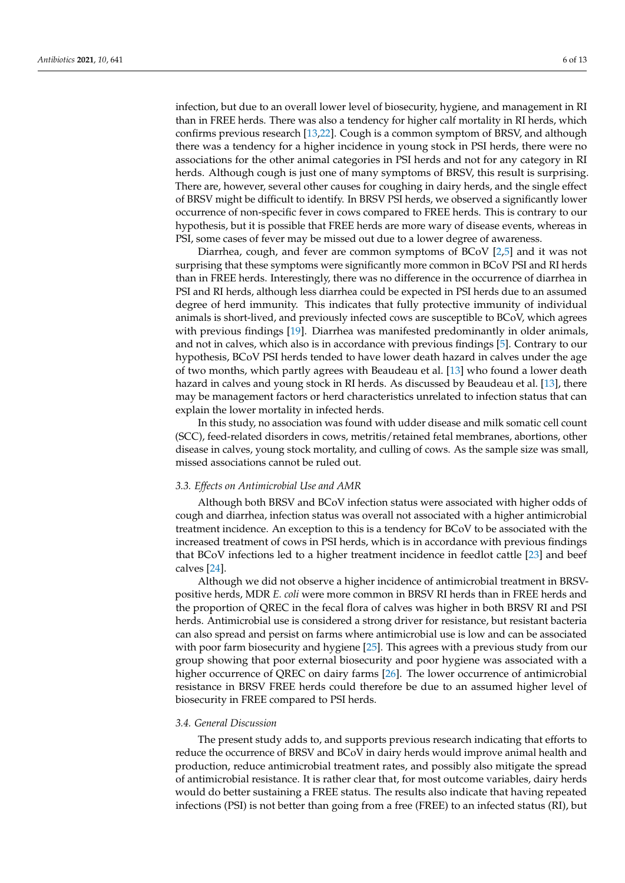infection, but due to an overall lower level of biosecurity, hygiene, and management in RI than in FREE herds. There was also a tendency for higher calf mortality in RI herds, which confirms previous research [13,22]. Cough is a common symptom of BRSV, and although there was a tendency for a higher incidence in young stock in PSI herds, there were no associations for the other animal categories in PSI herds and not for any category in RI herds. Although cough is just one of many symptoms of BRSV, this result is surprising. There are, however, several other causes for coughing in dairy herds, and the single effect of BRSV might be difficult to identify. In BRSV PSI herds, we observed a significantly lower occurrence of non-specific fever in cows compared to FREE herds. This is contrary to our hypothesis, but it is possible that FREE herds are more wary of disease events, whereas in PSI, some cases of fever may be missed out due to a lower degree of awareness.

Diarrhea, cough, and fever are common symptoms of BCoV [2,5] and it was not surprising that these symptoms were significantly more common in BCoV PSI and RI herds than in FREE herds. Interestingly, there was no difference in the occurrence of diarrhea in PSI and RI herds, although less diarrhea could be expected in PSI herds due to an assumed degree of herd immunity. This indicates that fully protective immunity of individual animals is short-lived, and previously infected cows are susceptible to BCoV, which agrees with previous findings [19]. Diarrhea was manifested predominantly in older animals, and not in calves, which also is in accordance with previous findings [5]. Contrary to our hypothesis, BCoV PSI herds tended to have lower death hazard in calves under the age of two months, which partly agrees with Beaudeau et al. [13] who found a lower death hazard in calves and young stock in RI herds. As discussed by Beaudeau et al. [13], there may be management factors or herd characteristics unrelated to infection status that can explain the lower mortality in infected herds.

In this study, no association was found with udder disease and milk somatic cell count (SCC), feed-related disorders in cows, metritis/retained fetal membranes, abortions, other disease in calves, young stock mortality, and culling of cows. As the sample size was small, missed associations cannot be ruled out.

### 3.3. Effects on Antimicrobial Use and AMR

Although both BRSV and BCoV infection status were associated with higher odds of cough and diarrhea, infection status was overall not associated with a higher antimicrobial treatment incidence. An exception to this is a tendency for BCoV to be associated with the increased treatment of cows in PSI herds, which is in accordance with previous findings that BCoV infections led to a higher treatment incidence in feedlot cattle [23] and beef calves [24].

Although we did not observe a higher incidence of antimicrobial treatment in BRSV-positive herds, MDR *E. coli* were more common in BRSV RI herds than in FREE herds and the proportion of QREC in the fecal flora of calves was higher in both BRSV RI and PSI herds. Antimicrobial use is considered a strong driver for resistance, but resistant bacteria can also spread and persist on farms where antimicrobial use is low and can be associated with poor farm biosecurity and hygiene [25]. This agrees with a previous study from our group showing that poor external biosecurity and poor hygiene was associated with a higher occurrence of QREC on dairy farms [26]. The lower occurrence of antimicrobial resistance in BRSV FREE herds could therefore be due to an assumed higher level of biosecurity in FREE compared to PSI herds.

### 3.4. General Discussion

The present study adds to, and supports previous research indicating that efforts to reduce the occurrence of BRSV and BCoV in dairy herds would improve animal health and production, reduce antimicrobial treatment rates, and possibly also mitigate the spread of antimicrobial resistance. It is rather clear that, for most outcome variables, dairy herds would do better sustaining a FREE status. The results also indicate that having repeated infections (PSI) is not better than going from a free (FREE) to an infected status (RI), but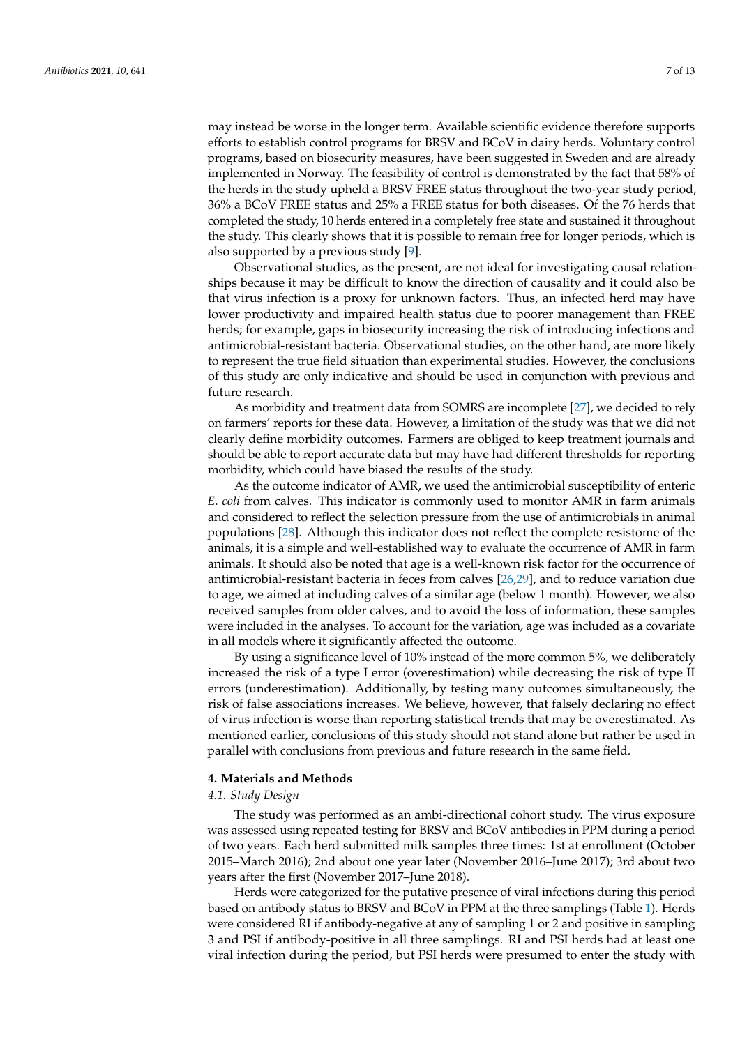may instead be worse in the longer term. Available scientific evidence therefore supports efforts to establish control programs for BRSV and BCoV in dairy herds. Voluntary control programs, based on biosecurity measures, have been suggested in Sweden and are already implemented in Norway. The feasibility of control is demonstrated by the fact that 58% of the herds in the study upheld a BRSV FREE status throughout the two-year study period, 36% a BCoV FREE status and 25% a FREE status for both diseases. Of the 76 herds that completed the study, 10 herds entered in a completely free state and sustained it throughout the study. This clearly shows that it is possible to remain free for longer periods, which is also supported by a previous study [9].

Observational studies, as the present, are not ideal for investigating causal relationships because it may be difficult to know the direction of causality and it could also be that virus infection is a proxy for unknown factors. Thus, an infected herd may have lower productivity and impaired health status due to poorer management than FREE herds; for example, gaps in biosecurity increasing the risk of introducing infections and antimicrobial-resistant bacteria. Observational studies, on the other hand, are more likely to represent the true field situation than experimental studies. However, the conclusions of this study are only indicative and should be used in conjunction with previous and future research.

As morbidity and treatment data from SOMRS are incomplete [27], we decided to rely on farmers' reports for these data. However, a limitation of the study was that we did not clearly define morbidity outcomes. Farmers are obliged to keep treatment journals and should be able to report accurate data but may have had different thresholds for reporting morbidity, which could have biased the results of the study.

As the outcome indicator of AMR, we used the antimicrobial susceptibility of enteric *E. coli* from calves. This indicator is commonly used to monitor AMR in farm animals and considered to reflect the selection pressure from the use of antimicrobials in animal populations [28]. Although this indicator does not reflect the complete resistome of the animals, it is a simple and well-established way to evaluate the occurrence of AMR in farm animals. It should also be noted that age is a well-known risk factor for the occurrence of antimicrobial-resistant bacteria in feces from calves [26,29], and to reduce variation due to age, we aimed at including calves of a similar age (below 1 month). However, we also received samples from older calves, and to avoid the loss of information, these samples were included in the analyses. To account for the variation, age was included as a covariate in all models where it significantly affected the outcome.

By using a significance level of 10% instead of the more common 5%, we deliberately increased the risk of a type I error (overestimation) while decreasing the risk of type II errors (underestimation). Additionally, by testing many outcomes simultaneously, the risk of false associations increases. We believe, however, that falsely declaring no effect of virus infection is worse than reporting statistical trends that may be overestimated. As mentioned earlier, conclusions of this study should not stand alone but rather be used in parallel with conclusions from previous and future research in the same field.

## 4. Materials and Methods

### 4.1. Study Design

The study was performed as an ambi-directional cohort study. The virus exposure was assessed using repeated testing for BRSV and BCoV antibodies in PPM during a period of two years. Each herd submitted milk samples three times: 1st at enrollment (October 2015–March 2016); 2nd about one year later (November 2016–June 2017); 3rd about two years after the first (November 2017–June 2018).

Herds were categorized for the putative presence of viral infections during this period based on antibody status to BRSV and BCoV in PPM at the three samplings (Table 1). Herds were considered RI if antibody-negative at any of sampling 1 or 2 and positive in sampling 3 and PSI if antibody-positive in all three samplings. RI and PSI herds had at least one viral infection during the period, but PSI herds were presumed to enter the study with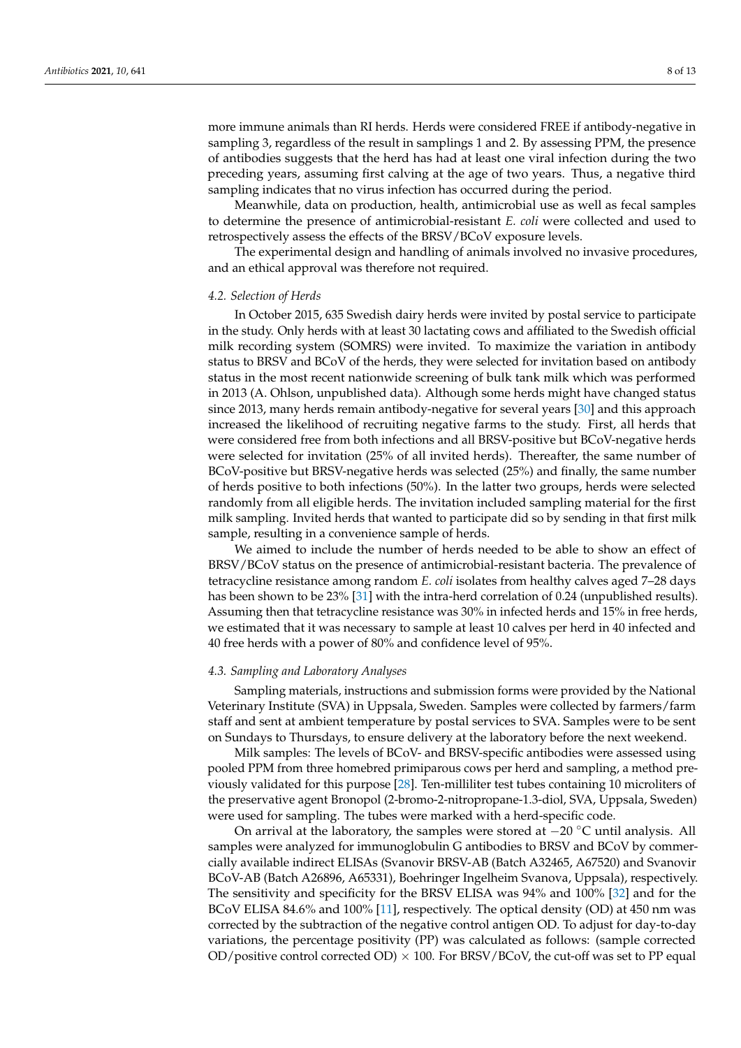more immune animals than RI herds. Herds were considered FREE if antibody-negative in sampling 3, regardless of the result in samplings 1 and 2. By assessing PPM, the presence of antibodies suggests that the herd has had at least one viral infection during the two preceding years, assuming first calving at the age of two years. Thus, a negative third sampling indicates that no virus infection has occurred during the period.

Meanwhile, data on production, health, antimicrobial use as well as fecal samples to determine the presence of antimicrobial-resistant *E. coli* were collected and used to retrospectively assess the effects of the BRSV/BCoV exposure levels.

The experimental design and handling of animals involved no invasive procedures, and an ethical approval was therefore not required.

### 4.2. Selection of Herds

In October 2015, 635 Swedish dairy herds were invited by postal service to participate in the study. Only herds with at least 30 lactating cows and affiliated to the Swedish official milk recording system (SOMRS) were invited. To maximize the variation in antibody status to BRSV and BCoV of the herds, they were selected for invitation based on antibody status in the most recent nationwide screening of bulk tank milk which was performed in 2013 (A. Ohlson, unpublished data). Although some herds might have changed status since 2013, many herds remain antibody-negative for several years [30] and this approach increased the likelihood of recruiting negative farms to the study. First, all herds that were considered free from both infections and all BRSV-positive but BCoV-negative herds were selected for invitation (25% of all invited herds). Thereafter, the same number of BCoV-positive but BRSV-negative herds was selected (25%) and finally, the same number of herds positive to both infections (50%). In the latter two groups, herds were selected randomly from all eligible herds. The invitation included sampling material for the first milk sampling. Invited herds that wanted to participate did so by sending in that first milk sample, resulting in a convenience sample of herds.

We aimed to include the number of herds needed to be able to show an effect of BRSV/BCoV status on the presence of antimicrobial-resistant bacteria. The prevalence of tetracycline resistance among random *E. coli* isolates from healthy calves aged 7–28 days has been shown to be 23% [31] with the intra-herd correlation of 0.24 (unpublished results). Assuming then that tetracycline resistance was 30% in infected herds and 15% in free herds, we estimated that it was necessary to sample at least 10 calves per herd in 40 infected and 40 free herds with a power of 80% and confidence level of 95%.

### 4.3. Sampling and Laboratory Analyses

Sampling materials, instructions and submission forms were provided by the National Veterinary Institute (SVA) in Uppsala, Sweden. Samples were collected by farmers/farm staff and sent at ambient temperature by postal services to SVA. Samples were to be sent on Sundays to Thursdays, to ensure delivery at the laboratory before the next weekend.

Milk samples: The levels of BCoV- and BRSV-specific antibodies were assessed using pooled PPM from three homebred primiparous cows per herd and sampling, a method previously validated for this purpose [28]. Ten-milliliter test tubes containing 10 microliters of the preservative agent Bronopol (2-bromo-2-nitropropane-1.3-diol, SVA, Uppsala, Sweden) were used for sampling. The tubes were marked with a herd-specific code.

On arrival at the laboratory, the samples were stored at $-20$ °C until analysis. All samples were analyzed for immunoglobulin G antibodies to BRSV and BCoV by commercially available indirect ELISAs (Svanovir BRSV-AB (Batch A32465, A67520) and Svanovir BCoV-AB (Batch A26896, A65331), Boehringer Ingelheim Svanova, Uppsala), respectively. The sensitivity and specificity for the BRSV ELISA was 94% and 100% [32] and for the BCoV ELISA 84.6% and 100% [11], respectively. The optical density (OD) at 450 nm was corrected by the subtraction of the negative control antigen OD. To adjust for day-to-day variations, the percentage positivity (PP) was calculated as follows: (sample corrected OD/positive control corrected OD) $\times$ 100. For BRSV/BCoV, the cut-off was set to PP equal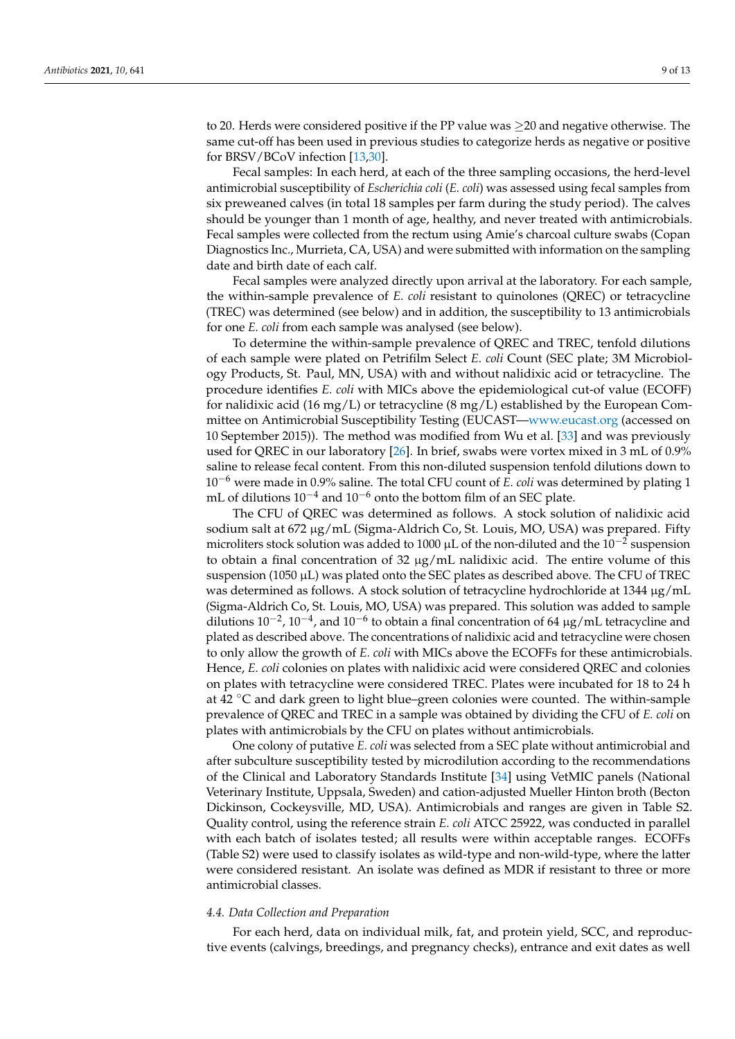to 20. Herds were considered positive if the PP value was ≥20 and negative otherwise. The same cut-off has been used in previous studies to categorize herds as negative or positive for BRSV/BCoV infection [13,30].

Fecal samples: In each herd, at each of the three sampling occasions, the herd-level antimicrobial susceptibility of *Escherichia coli* (*E. coli*) was assessed using fecal samples from six preweaned calves (in total 18 samples per farm during the study period). The calves should be younger than 1 month of age, healthy, and never treated with antimicrobials. Fecal samples were collected from the rectum using Amie's charcoal culture swabs (Copan Diagnostics Inc., Murrieta, CA, USA) and were submitted with information on the sampling date and birth date of each calf.

Fecal samples were analyzed directly upon arrival at the laboratory. For each sample, the within-sample prevalence of *E. coli* resistant to quinolones (QREC) or tetracycline (TREC) was determined (see below) and in addition, the susceptibility to 13 antimicrobials for one *E. coli* from each sample was analysed (see below).

To determine the within-sample prevalence of QREC and TREC, tenfold dilutions of each sample were plated on Petrifilm Select *E. coli* Count (SEC plate; 3M Microbiology Products, St. Paul, MN, USA) with and without nalidixic acid or tetracycline. The procedure identifies *E. coli* with MICs above the epidemiological cut-of value (ECOFF) for nalidixic acid (16 mg/L) or tetracycline (8 mg/L) established by the European Committee on Antimicrobial Susceptibility Testing (EUCAST—www.eucast.org (accessed on 10 September 2015)). The method was modified from Wu et al. [33] and was previously used for QREC in our laboratory [26]. In brief, swabs were vortex mixed in 3 mL of 0.9% saline to release fecal content. From this non-diluted suspension tenfold dilutions down to $10^{-6}$ were made in 0.9% saline. The total CFU count of *E. coli* was determined by plating 1 mL of dilutions $10^{-4}$ and $10^{-6}$ onto the bottom film of an SEC plate.

The CFU of QREC was determined as follows. A stock solution of nalidixic acid sodium salt at 672 µg/mL (Sigma-Aldrich Co, St. Louis, MO, USA) was prepared. Fifty microliters stock solution was added to 1000 µL of the non-diluted and the $10^{-2}$ suspension to obtain a final concentration of 32 µg/mL nalidixic acid. The entire volume of this suspension (1050 µL) was plated onto the SEC plates as described above. The CFU of TREC was determined as follows. A stock solution of tetracycline hydrochloride at 1344 µg/mL (Sigma-Aldrich Co, St. Louis, MO, USA) was prepared. This solution was added to sample dilutions $10^{-2}$, $10^{-4}$, and $10^{-6}$ to obtain a final concentration of 64 µg/mL tetracycline and plated as described above. The concentrations of nalidixic acid and tetracycline were chosen to only allow the growth of *E. coli* with MICs above the ECOFFs for these antimicrobials. Hence, *E. coli* colonies on plates with nalidixic acid were considered QREC and colonies on plates with tetracycline were considered TREC. Plates were incubated for 18 to 24 h at 42 °C and dark green to light blue–green colonies were counted. The within-sample prevalence of QREC and TREC in a sample was obtained by dividing the CFU of *E. coli* on plates with antimicrobials by the CFU on plates without antimicrobials.

One colony of putative *E. coli* was selected from a SEC plate without antimicrobial and after subculture susceptibility tested by microdilution according to the recommendations of the Clinical and Laboratory Standards Institute [34] using VetMIC panels (National Veterinary Institute, Uppsala, Sweden) and cation-adjusted Mueller Hinton broth (Becton Dickinson, Cockeysville, MD, USA). Antimicrobials and ranges are given in Table S2. Quality control, using the reference strain *E. coli* ATCC 25922, was conducted in parallel with each batch of isolates tested; all results were within acceptable ranges. ECOFFs (Table S2) were used to classify isolates as wild-type and non-wild-type, where the latter were considered resistant. An isolate was defined as MDR if resistant to three or more antimicrobial classes.

### 4.4. Data Collection and Preparation

For each herd, data on individual milk, fat, and protein yield, SCC, and reproductive events (calvings, breedings, and pregnancy checks), entrance and exit dates as well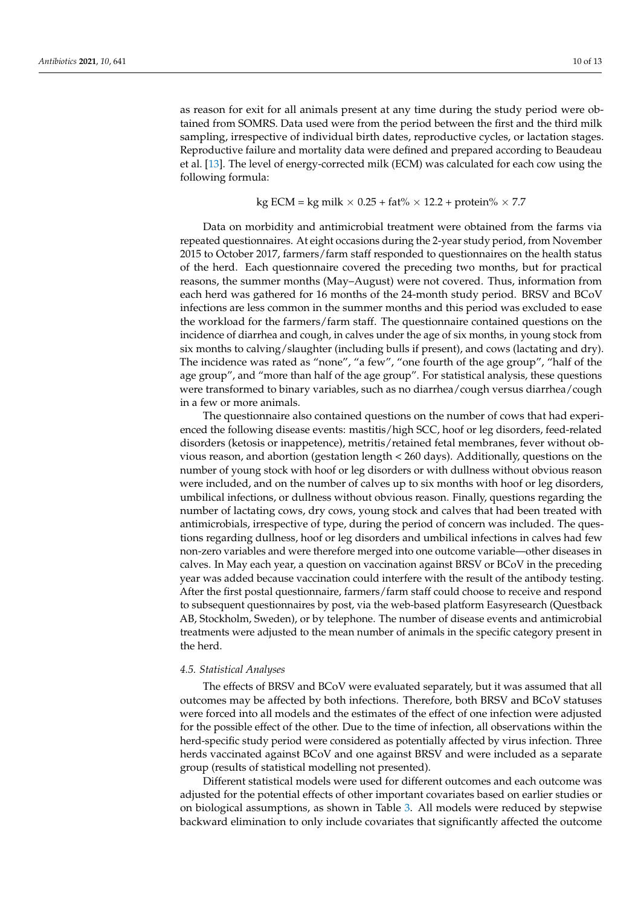as reason for exit for all animals present at any time during the study period were obtained from SOMRS. Data used were from the period between the first and the third milk sampling, irrespective of individual birth dates, reproductive cycles, or lactation stages. Reproductive failure and mortality data were defined and prepared according to Beaudeau et al. [13]. The level of energy-corrected milk (ECM) was calculated for each cow using the following formula:

$$\text{kg ECM} = \text{kg milk} \times 0.25 + \text{fat\%} \times 12.2 + \text{protein\%} \times 7.7$$

Data on morbidity and antimicrobial treatment were obtained from the farms via repeated questionnaires. At eight occasions during the 2-year study period, from November 2015 to October 2017, farmers/farm staff responded to questionnaires on the health status of the herd. Each questionnaire covered the preceding two months, but for practical reasons, the summer months (May–August) were not covered. Thus, information from each herd was gathered for 16 months of the 24-month study period. BRSV and BCoV infections are less common in the summer months and this period was excluded to ease the workload for the farmers/farm staff. The questionnaire contained questions on the incidence of diarrhea and cough, in calves under the age of six months, in young stock from six months to calving/slaughter (including bulls if present), and cows (lactating and dry). The incidence was rated as "none", "a few", "one fourth of the age group", "half of the age group", and "more than half of the age group". For statistical analysis, these questions were transformed to binary variables, such as no diarrhea/cough versus diarrhea/cough in a few or more animals.

The questionnaire also contained questions on the number of cows that had experienced the following disease events: mastitis/high SCC, hoof or leg disorders, feed-related disorders (ketosis or inappetence), metritis/retained fetal membranes, fever without obvious reason, and abortion (gestation length < 260 days). Additionally, questions on the number of young stock with hoof or leg disorders or with dullness without obvious reason were included, and on the number of calves up to six months with hoof or leg disorders, umbilical infections, or dullness without obvious reason. Finally, questions regarding the number of lactating cows, dry cows, young stock and calves that had been treated with antimicrobials, irrespective of type, during the period of concern was included. The questions regarding dullness, hoof or leg disorders and umbilical infections in calves had few non-zero variables and were therefore merged into one outcome variable—other diseases in calves. In May each year, a question on vaccination against BRSV or BCoV in the preceding year was added because vaccination could interfere with the result of the antibody testing. After the first postal questionnaire, farmers/farm staff could choose to receive and respond to subsequent questionnaires by post, via the web-based platform Easyresearch (Questback AB, Stockholm, Sweden), or by telephone. The number of disease events and antimicrobial treatments were adjusted to the mean number of animals in the specific category present in the herd.

### *4.5. Statistical Analyses*

The effects of BRSV and BCoV were evaluated separately, but it was assumed that all outcomes may be affected by both infections. Therefore, both BRSV and BCoV statuses were forced into all models and the estimates of the effect of one infection were adjusted for the possible effect of the other. Due to the time of infection, all observations within the herd-specific study period were considered as potentially affected by virus infection. Three herds vaccinated against BCoV and one against BRSV and were included as a separate group (results of statistical modelling not presented).

Different statistical models were used for different outcomes and each outcome was adjusted for the potential effects of other important covariates based on earlier studies or on biological assumptions, as shown in Table 3. All models were reduced by stepwise backward elimination to only include covariates that significantly affected the outcome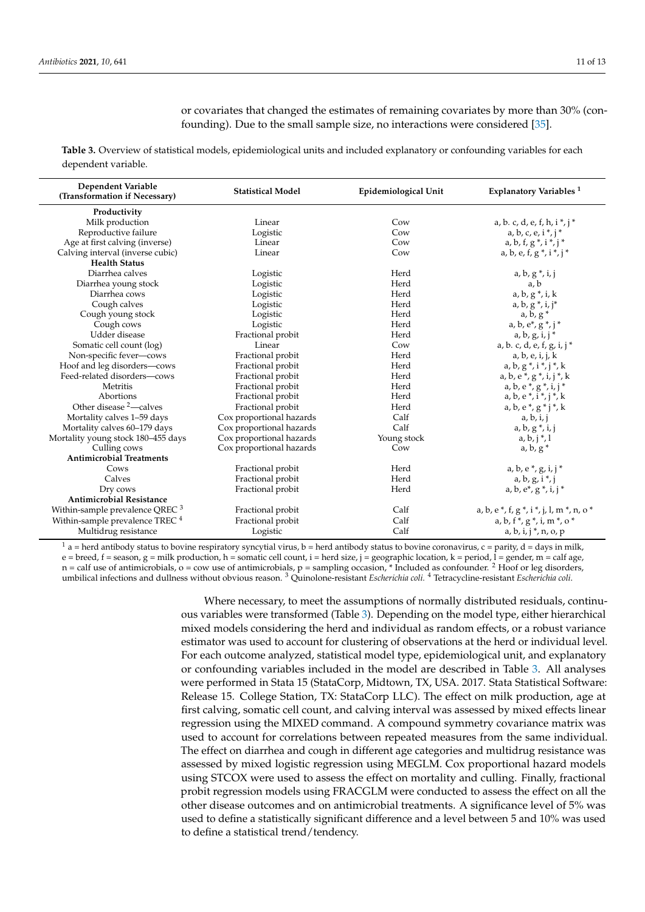or covariates that changed the estimates of remaining covariates by more than 30% (confounding). Due to the small sample size, no interactions were considered [35].

**Table 3.** Overview of statistical models, epidemiological units and included explanatory or confounding variables for each dependent variable.

| Dependent Variable (Transformation if Necessary) | Statistical Model | Epidemiological Unit | Explanatory Variables [1] |
|---|---|---|---|
| **Productivity** | | | |
| Milk production | Linear | Cow | a, b. c, d, e, f, h, i *, j * |
| Reproductive failure | Logistic | Cow | a, b, c, e, i *, j * |
| Age at first calving (inverse) | Linear | Cow | a, b, f, g *, i *, j * |
| Calving interval (inverse cubic) | Linear | Cow | a, b, e, f, g *, i *, j * |
| **Health Status** | | | |
| Diarrhea calves | Logistic | Herd | a, b, g *, i, j |
| Diarrhea young stock | Logistic | Herd | a, b |
| Diarrhea cows | Logistic | Herd | a, b, g *, i, k |
| Cough calves | Logistic | Herd | a, b, g *, i, j* |
| Cough young stock | Logistic | Herd | a, b, g * |
| Cough cows | Logistic | Herd | a, b, e*, g *, j * |
| Udder disease | Fractional probit | Herd | a, b, g, i, j * |
| Somatic cell count (log) | Linear | Cow | a, b. c, d, e, f, g, i, j * |
| Non-specific fever—cows | Fractional probit | Herd | a, b, e, i, j, k |
| Hoof and leg disorders—cows | Fractional probit | Herd | a, b, g *, i *, j *, k |
| Feed-related disorders—cows | Fractional probit | Herd | a, b, e *, g *, i, j *, k |
| Metritis | Fractional probit | Herd | a, b, e *, g *, i, j * |
| Abortions | Fractional probit | Herd | a, b, e *, i *, j *, k |
| Other disease [2]—calves | Fractional probit | Herd | a, b, e *, g * j *, k |
| Mortality calves 1–59 days | Cox proportional hazards | Calf | a, b, i, j |
| Mortality calves 60–179 days | Cox proportional hazards | Calf | a, b, g *, i, j |
| Mortality young stock 180–455 days | Cox proportional hazards | Young stock | a, b, j *, l |
| Culling cows | Cox proportional hazards | Cow | a, b, g * |
| **Antimicrobial Treatments** | | | |
| Cows | Fractional probit | Herd | a, b, e *, g, i, j * |
| Calves | Fractional probit | Herd | a, b, g, i *, j |
| Dry cows | Fractional probit | Herd | a, b, e*, g *, i, j * |
| **Antimicrobial Resistance** | | | |
| Within-sample prevalence QREC [3] | Fractional probit | Calf | a, b, e *, f, g *, i *, j, l, m *, n, o * |
| Within-sample prevalence TREC [4] | Fractional probit | Calf | a, b, f *, g *, i, m *, o * |
| Multidrug resistance | Logistic | Calf | a, b, i, j *, n, o, p |

[1] a = herd antibody status to bovine respiratory syncytial virus, b = herd antibody status to bovine coronavirus, c = parity, d = days in milk, e = breed, f = season, g = milk production, h = somatic cell count, i = herd size, j = geographic location, k = period, l = gender, m = calf age, n = calf use of antimicrobials, o = cow use of antimicrobials, p = sampling occasion, * Included as confounder. [2] Hoof or leg disorders, umbilical infections and dullness without obvious reason. [3] Quinolone-resistant *Escherichia coli*. [4] Tetracycline-resistant *Escherichia coli*.

Where necessary, to meet the assumptions of normally distributed residuals, continuous variables were transformed (Table 3). Depending on the model type, either hierarchical mixed models considering the herd and individual as random effects, or a robust variance estimator was used to account for clustering of observations at the herd or individual level. For each outcome analyzed, statistical model type, epidemiological unit, and explanatory or confounding variables included in the model are described in Table 3. All analyses were performed in Stata 15 (StataCorp, Midtown, TX, USA. 2017. Stata Statistical Software: Release 15. College Station, TX: StataCorp LLC). The effect on milk production, age at first calving, somatic cell count, and calving interval was assessed by mixed effects linear regression using the MIXED command. A compound symmetry covariance matrix was used to account for correlations between repeated measures from the same individual. The effect on diarrhea and cough in different age categories and multidrug resistance was assessed by mixed logistic regression using MEGLM. Cox proportional hazard models using STCOX were used to assess the effect on mortality and culling. Finally, fractional probit regression models using FRACGLM were conducted to assess the effect on all the other disease outcomes and on antimicrobial treatments. A significance level of 5% was used to define a statistically significant difference and a level between 5 and 10% was used to define a statistical trend/tendency.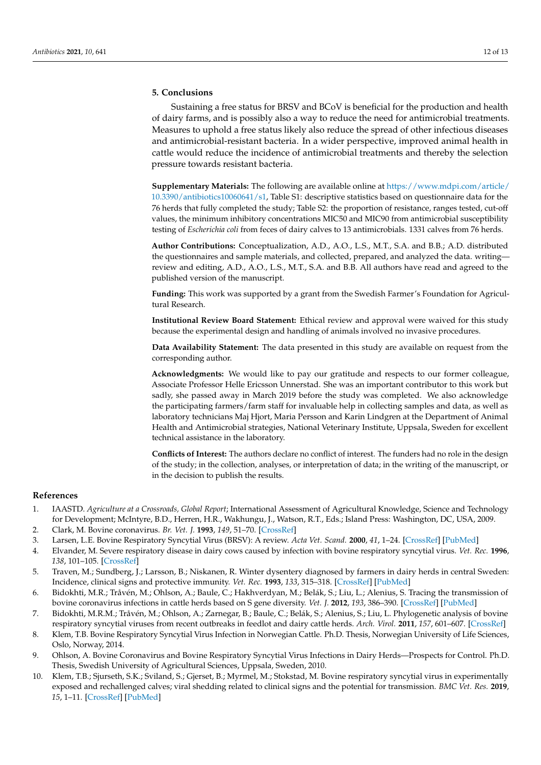## 5. Conclusions

Sustaining a free status for BRSV and BCoV is beneficial for the production and health of dairy farms, and is possibly also a way to reduce the need for antimicrobial treatments. Measures to uphold a free status likely also reduce the spread of other infectious diseases and antimicrobial-resistant bacteria. In a wider perspective, improved animal health in cattle would reduce the incidence of antimicrobial treatments and thereby the selection pressure towards resistant bacteria.

**Supplementary Materials:** The following are available online at https://www.mdpi.com/article/10.3390/antibiotics10060641/s1, Table S1: descriptive statistics based on questionnaire data for the 76 herds that fully completed the study; Table S2: the proportion of resistance, ranges tested, cut-off values, the minimum inhibitory concentrations MIC50 and MIC90 from antimicrobial susceptibility testing of *Escherichia coli* from feces of dairy calves to 13 antimicrobials. 1331 calves from 76 herds.

**Author Contributions:** Conceptualization, A.D., A.O., L.S., M.T., S.A. and B.B.; A.D. distributed the questionnaires and sample materials, and collected, prepared, and analyzed the data. writing—review and editing, A.D., A.O., L.S., M.T., S.A. and B.B. All authors have read and agreed to the published version of the manuscript.

**Funding:** This work was supported by a grant from the Swedish Farmer's Foundation for Agricultural Research.

**Institutional Review Board Statement:** Ethical review and approval were waived for this study because the experimental design and handling of animals involved no invasive procedures.

**Data Availability Statement:** The data presented in this study are available on request from the corresponding author.

**Acknowledgments:** We would like to pay our gratitude and respects to our former colleague, Associate Professor Helle Ericsson Unnerstad. She was an important contributor to this work but sadly, she passed away in March 2019 before the study was completed. We also acknowledge the participating farmers/farm staff for invaluable help in collecting samples and data, as well as laboratory technicians Maj Hjort, Maria Persson and Karin Lindgren at the Department of Animal Health and Antimicrobial strategies, National Veterinary Institute, Uppsala, Sweden for excellent technical assistance in the laboratory.

**Conflicts of Interest:** The authors declare no conflict of interest. The funders had no role in the design of the study; in the collection, analyses, or interpretation of data; in the writing of the manuscript, or in the decision to publish the results.

## References

1. IAASTD. *Agriculture at a Crossroads, Global Report*; International Assessment of Agricultural Knowledge, Science and Technology for Development; McIntyre, B.D., Herren, H.R., Wakhungu, J., Watson, R.T., Eds.; Island Press: Washington, DC, USA, 2009.
2. Clark, M. Bovine coronavirus. *Br. Vet. J.* **1993**, *149*, 51–70. [CrossRef]
3. Larsen, L.E. Bovine Respiratory Syncytial Virus (BRSV): A review. *Acta Vet. Scand.* **2000**, *41*, 1–24. [CrossRef] [PubMed]
4. Elvander, M. Severe respiratory disease in dairy cows caused by infection with bovine respiratory syncytial virus. *Vet. Rec.* **1996**, *138*, 101–105. [CrossRef]
5. Traven, M.; Sundberg, J.; Larsson, B.; Niskanen, R. Winter dysentery diagnosed by farmers in dairy herds in central Sweden: Incidence, clinical signs and protective immunity. *Vet. Rec.* **1993**, *133*, 315–318. [CrossRef] [PubMed]
6. Bidokhti, M.R.; Tråvén, M.; Ohlson, A.; Baule, C.; Hakhverdyan, M.; Belák, S.; Liu, L.; Alenius, S. Tracing the transmission of bovine coronavirus infections in cattle herds based on S gene diversity. *Vet. J.* **2012**, *193*, 386–390. [CrossRef] [PubMed]
7. Bidokhti, M.R.M.; Tråvén, M.; Ohlson, A.; Zarnegar, B.; Baule, C.; Belák, S.; Alenius, S.; Liu, L. Phylogenetic analysis of bovine respiratory syncytial viruses from recent outbreaks in feedlot and dairy cattle herds. *Arch. Virol.* **2011**, *157*, 601–607. [CrossRef]
8. Klem, T.B. Bovine Respiratory Syncytial Virus Infection in Norwegian Cattle. Ph.D. Thesis, Norwegian University of Life Sciences, Oslo, Norway, 2014.
9. Ohlson, A. Bovine Coronavirus and Bovine Respiratory Syncytial Virus Infections in Dairy Herds—Prospects for Control. Ph.D. Thesis, Swedish University of Agricultural Sciences, Uppsala, Sweden, 2010.
10. Klem, T.B.; Sjurseth, S.K.; Sviland, S.; Gjerset, B.; Myrmel, M.; Stokstad, M. Bovine respiratory syncytial virus in experimentally exposed and rechallenged calves; viral shedding related to clinical signs and the potential for transmission. *BMC Vet. Res.* **2019**, *15*, 1–11. [CrossRef] [PubMed]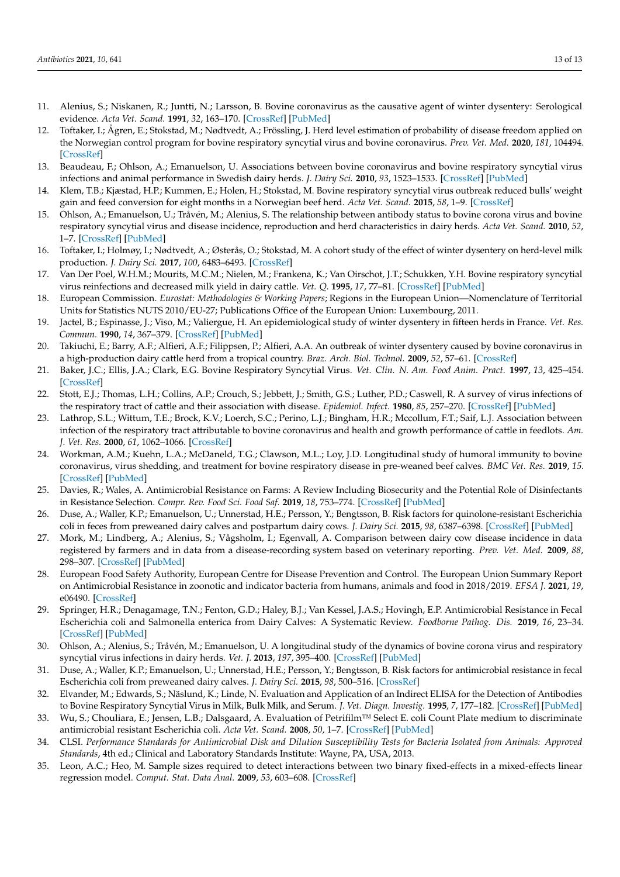11. Alenius, S.; Niskanen, R.; Juntti, N.; Larsson, B. Bovine coronavirus as the causative agent of winter dysentery: Serological evidence. *Acta Vet. Scand.* **1991**, *32*, 163–170. [CrossRef] [PubMed]
12. Toftaker, I.; Ågren, E.; Stokstad, M.; Nødtvedt, A.; Frössling, J. Herd level estimation of probability of disease freedom applied on the Norwegian control program for bovine respiratory syncytial virus and bovine coronavirus. *Prev. Vet. Med.* **2020**, *181*, 104494. [CrossRef]
13. Beaudeau, F.; Ohlson, A.; Emanuelson, U. Associations between bovine coronavirus and bovine respiratory syncytial virus infections and animal performance in Swedish dairy herds. *J. Dairy Sci.* **2010**, *93*, 1523–1533. [CrossRef] [PubMed]
14. Klem, T.B.; Kjæstad, H.P.; Kummen, E.; Holen, H.; Stokstad, M. Bovine respiratory syncytial virus outbreak reduced bulls' weight gain and feed conversion for eight months in a Norwegian beef herd. *Acta Vet. Scand.* **2015**, *58*, 1–9. [CrossRef]
15. Ohlson, A.; Emanuelson, U.; Tråvén, M.; Alenius, S. The relationship between antibody status to bovine corona virus and bovine respiratory syncytial virus and disease incidence, reproduction and herd characteristics in dairy herds. *Acta Vet. Scand.* **2010**, *52*, 1–7. [CrossRef] [PubMed]
16. Toftaker, I.; Holmøy, I.; Nødtvedt, A.; Østerås, O.; Stokstad, M. A cohort study of the effect of winter dysentery on herd-level milk production. *J. Dairy Sci.* **2017**, *100*, 6483–6493. [CrossRef]
17. Van Der Poel, W.H.M.; Mourits, M.C.M.; Nielen, M.; Frankena, K.; Van Oirschot, J.T.; Schukken, Y.H. Bovine respiratory syncytial virus reinfections and decreased milk yield in dairy cattle. *Vet. Q.* **1995**, *17*, 77–81. [CrossRef] [PubMed]
18. European Commission. *Eurostat: Methodologies & Working Papers*; Regions in the European Union—Nomenclature of Territorial Units for Statistics NUTS 2010/EU-27; Publications Office of the European Union: Luxembourg, 2011.
19. Jactel, B.; Espinasse, J.; Viso, M.; Valiergue, H. An epidemiological study of winter dysentery in fifteen herds in France. *Vet. Res. Commun.* **1990**, *14*, 367–379. [CrossRef] [PubMed]
20. Takiuchi, E.; Barry, A.F.; Alfieri, A.F.; Filippsen, P.; Alfieri, A.A. An outbreak of winter dysentery caused by bovine coronavirus in a high-production dairy cattle herd from a tropical country. *Braz. Arch. Biol. Technol.* **2009**, *52*, 57–61. [CrossRef]
21. Baker, J.C.; Ellis, J.A.; Clark, E.G. Bovine Respiratory Syncytial Virus. *Vet. Clin. N. Am. Food Anim. Pract.* **1997**, *13*, 425–454. [CrossRef]
22. Stott, E.J.; Thomas, L.H.; Collins, A.P.; Crouch, S.; Jebbett, J.; Smith, G.S.; Luther, P.D.; Caswell, R. A survey of virus infections of the respiratory tract of cattle and their association with disease. *Epidemiol. Infect.* **1980**, *85*, 257–270. [CrossRef] [PubMed]
23. Lathrop, S.L.; Wittum, T.E.; Brock, K.V.; Loerch, S.C.; Perino, L.J.; Bingham, H.R.; Mccollum, F.T.; Saif, L.J. Association between infection of the respiratory tract attributable to bovine coronavirus and health and growth performance of cattle in feedlots. *Am. J. Vet. Res.* **2000**, *61*, 1062–1066. [CrossRef]
24. Workman, A.M.; Kuehn, L.A.; McDaneld, T.G.; Clawson, M.L.; Loy, J.D. Longitudinal study of humoral immunity to bovine coronavirus, virus shedding, and treatment for bovine respiratory disease in pre-weaned beef calves. *BMC Vet. Res.* **2019**, *15*. [CrossRef] [PubMed]
25. Davies, R.; Wales, A. Antimicrobial Resistance on Farms: A Review Including Biosecurity and the Potential Role of Disinfectants in Resistance Selection. *Compr. Rev. Food Sci. Food Saf.* **2019**, *18*, 753–774. [CrossRef] [PubMed]
26. Duse, A.; Waller, K.P.; Emanuelson, U.; Unnerstad, H.E.; Persson, Y.; Bengtsson, B. Risk factors for quinolone-resistant Escherichia coli in feces from preweaned dairy calves and postpartum dairy cows. *J. Dairy Sci.* **2015**, *98*, 6387–6398. [CrossRef] [PubMed]
27. Mork, M.; Lindberg, A.; Alenius, S.; Vågsholm, I.; Egenvall, A. Comparison between dairy cow disease incidence in data registered by farmers and in data from a disease-recording system based on veterinary reporting. *Prev. Vet. Med.* **2009**, *88*, 298–307. [CrossRef] [PubMed]
28. European Food Safety Authority, European Centre for Disease Prevention and Control. The European Union Summary Report on Antimicrobial Resistance in zoonotic and indicator bacteria from humans, animals and food in 2018/2019. *EFSA J.* **2021**, *19*, e06490. [CrossRef]
29. Springer, H.R.; Denagamage, T.N.; Fenton, G.D.; Haley, B.J.; Van Kessel, J.A.S.; Hovingh, E.P. Antimicrobial Resistance in Fecal Escherichia coli and Salmonella enterica from Dairy Calves: A Systematic Review. *Foodborne Pathog. Dis.* **2019**, *16*, 23–34. [CrossRef] [PubMed]
30. Ohlson, A.; Alenius, S.; Tråvén, M.; Emanuelson, U. A longitudinal study of the dynamics of bovine corona virus and respiratory syncytial virus infections in dairy herds. *Vet. J.* **2013**, *197*, 395–400. [CrossRef] [PubMed]
31. Duse, A.; Waller, K.P.; Emanuelson, U.; Unnerstad, H.E.; Persson, Y.; Bengtsson, B. Risk factors for antimicrobial resistance in fecal Escherichia coli from preweaned dairy calves. *J. Dairy Sci.* **2015**, *98*, 500–516. [CrossRef]
32. Elvander, M.; Edwards, S.; Näslund, K.; Linde, N. Evaluation and Application of an Indirect ELISA for the Detection of Antibodies to Bovine Respiratory Syncytial Virus in Milk, Bulk Milk, and Serum. *J. Vet. Diagn. Investig.* **1995**, *7*, 177–182. [CrossRef] [PubMed]
33. Wu, S.; Chouliara, E.; Jensen, L.B.; Dalsgaard, A. Evaluation of Petrifilm™ Select E. coli Count Plate medium to discriminate antimicrobial resistant Escherichia coli. *Acta Vet. Scand.* **2008**, *50*, 1–7. [CrossRef] [PubMed]
34. CLSI. *Performance Standards for Antimicrobial Disk and Dilution Susceptibility Tests for Bacteria Isolated from Animals: Approved Standards*, 4th ed.; Clinical and Laboratory Standards Institute: Wayne, PA, USA, 2013.
35. Leon, A.C.; Heo, M. Sample sizes required to detect interactions between two binary fixed-effects in a mixed-effects linear regression model. *Comput. Stat. Data Anal.* **2009**, *53*, 603–608. [CrossRef]